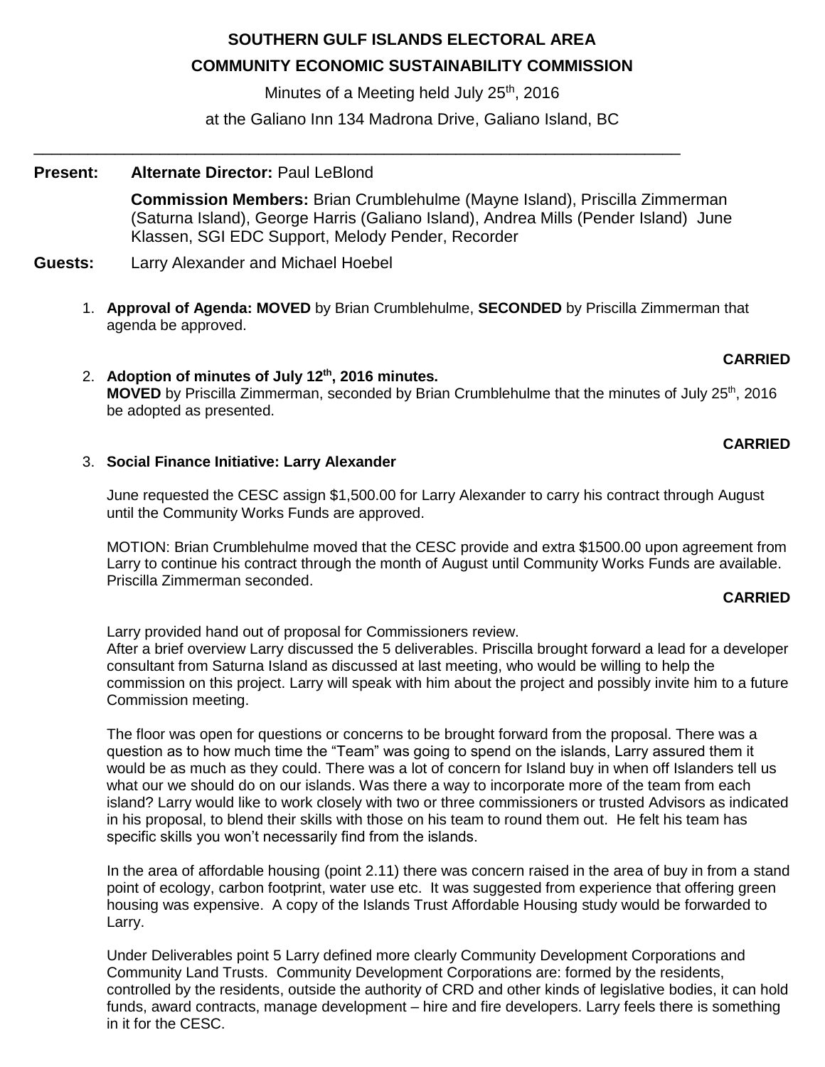# SOUTHERN GULF ISLANDS ELECTORAL AREA

## COMMUNITY ECONOMIC SUSTAINABILITY COMMISSION

Minutes of a Meeting held July 25th, 2016

at the Galiano Inn 134 Madrona Drive, Galiano Island, BC

---

**Present:** **Alternate Director:** Paul LeBlond

**Commission Members:** Brian Crumblehulme (Mayne Island), Priscilla Zimmerman (Saturna Island), George Harris (Galiano Island), Andrea Mills (Pender Island) June Klassen, SGI EDC Support, Melody Pender, Recorder

**Guests:** Larry Alexander and Michael Hoebel

1. **Approval of Agenda: MOVED** by Brian Crumblehulme, **SECONDED** by Priscilla Zimmerman that agenda be approved.

   **CARRIED**

2. **Adoption of minutes of July 12th, 2016 minutes.**
   **MOVED** by Priscilla Zimmerman, seconded by Brian Crumblehulme that the minutes of July 25th, 2016 be adopted as presented.

   **CARRIED**

3. **Social Finance Initiative: Larry Alexander**

   June requested the CESC assign $1,500.00 for Larry Alexander to carry his contract through August until the Community Works Funds are approved.

   MOTION: Brian Crumblehulme moved that the CESC provide and extra $1500.00 upon agreement from Larry to continue his contract through the month of August until Community Works Funds are available. Priscilla Zimmerman seconded.

   **CARRIED**

   Larry provided hand out of proposal for Commissioners review.
   After a brief overview Larry discussed the 5 deliverables. Priscilla brought forward a lead for a developer consultant from Saturna Island as discussed at last meeting, who would be willing to help the commission on this project. Larry will speak with him about the project and possibly invite him to a future Commission meeting.

   The floor was open for questions or concerns to be brought forward from the proposal. There was a question as to how much time the "Team" was going to spend on the islands, Larry assured them it would be as much as they could. There was a lot of concern for Island buy in when off Islanders tell us what our we should do on our islands. Was there a way to incorporate more of the team from each island? Larry would like to work closely with two or three commissioners or trusted Advisors as indicated in his proposal, to blend their skills with those on his team to round them out. He felt his team has specific skills you won't necessarily find from the islands.

   In the area of affordable housing (point 2.11) there was concern raised in the area of buy in from a stand point of ecology, carbon footprint, water use etc. It was suggested from experience that offering green housing was expensive. A copy of the Islands Trust Affordable Housing study would be forwarded to Larry.

   Under Deliverables point 5 Larry defined more clearly Community Development Corporations and Community Land Trusts. Community Development Corporations are: formed by the residents, controlled by the residents, outside the authority of CRD and other kinds of legislative bodies, it can hold funds, award contracts, manage development – hire and fire developers. Larry feels there is something in it for the CESC.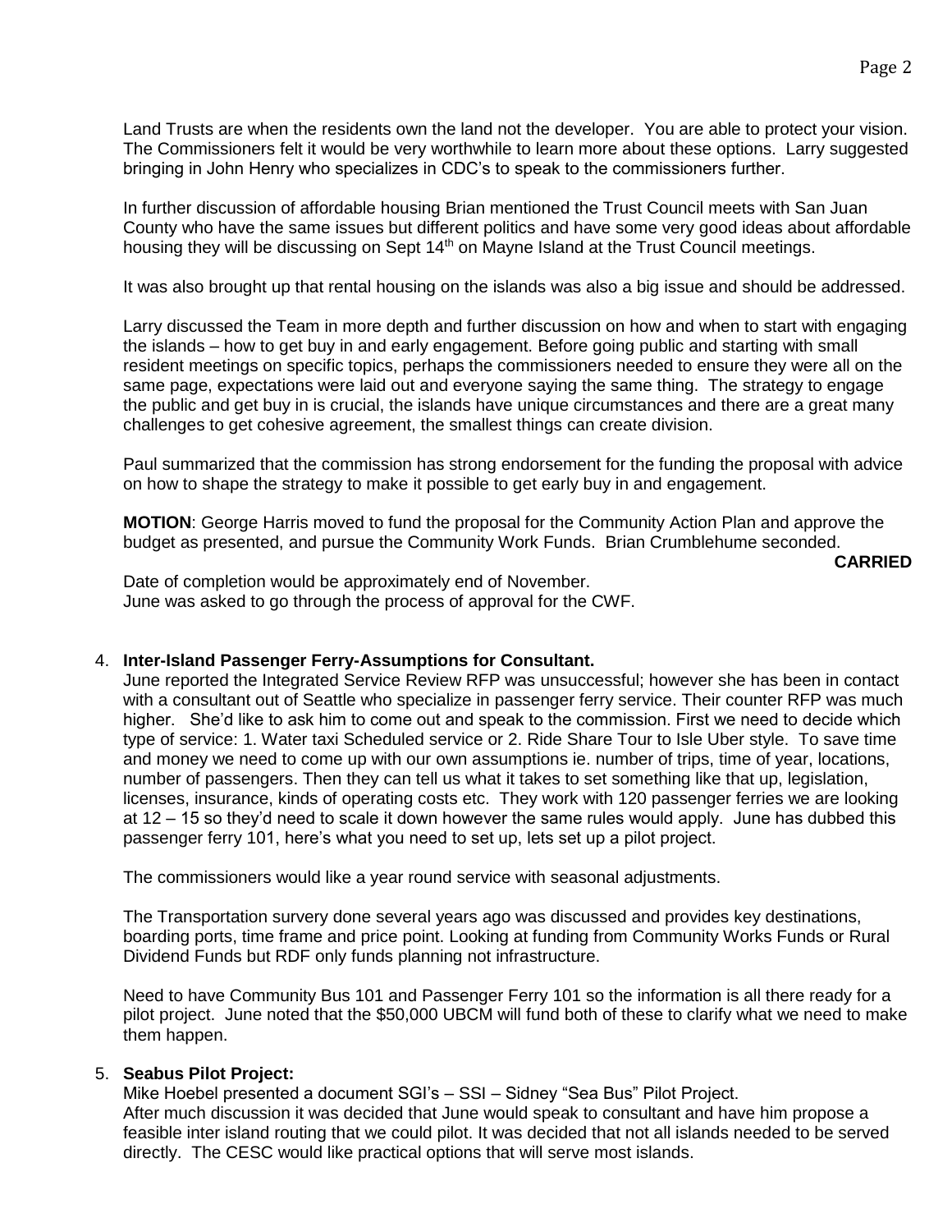Land Trusts are when the residents own the land not the developer. You are able to protect your vision. The Commissioners felt it would be very worthwhile to learn more about these options. Larry suggested bringing in John Henry who specializes in CDC's to speak to the commissioners further.

In further discussion of affordable housing Brian mentioned the Trust Council meets with San Juan County who have the same issues but different politics and have some very good ideas about affordable housing they will be discussing on Sept 14th on Mayne Island at the Trust Council meetings.

It was also brought up that rental housing on the islands was also a big issue and should be addressed.

Larry discussed the Team in more depth and further discussion on how and when to start with engaging the islands – how to get buy in and early engagement. Before going public and starting with small resident meetings on specific topics, perhaps the commissioners needed to ensure they were all on the same page, expectations were laid out and everyone saying the same thing. The strategy to engage the public and get buy in is crucial, the islands have unique circumstances and there are a great many challenges to get cohesive agreement, the smallest things can create division.

Paul summarized that the commission has strong endorsement for the funding the proposal with advice on how to shape the strategy to make it possible to get early buy in and engagement.

**MOTION**: George Harris moved to fund the proposal for the Community Action Plan and approve the budget as presented, and pursue the Community Work Funds. Brian Crumblehume seconded.

**CARRIED**

Date of completion would be approximately end of November.
June was asked to go through the process of approval for the CWF.

4. **Inter-Island Passenger Ferry-Assumptions for Consultant.**
June reported the Integrated Service Review RFP was unsuccessful; however she has been in contact with a consultant out of Seattle who specialize in passenger ferry service. Their counter RFP was much higher. She'd like to ask him to come out and speak to the commission. First we need to decide which type of service: 1. Water taxi Scheduled service or 2. Ride Share Tour to Isle Uber style. To save time and money we need to come up with our own assumptions ie. number of trips, time of year, locations, number of passengers. Then they can tell us what it takes to set something like that up, legislation, licenses, insurance, kinds of operating costs etc. They work with 120 passenger ferries we are looking at 12 – 15 so they'd need to scale it down however the same rules would apply. June has dubbed this passenger ferry 101, here's what you need to set up, lets set up a pilot project.

   The commissioners would like a year round service with seasonal adjustments.

   The Transportation survery done several years ago was discussed and provides key destinations, boarding ports, time frame and price point. Looking at funding from Community Works Funds or Rural Dividend Funds but RDF only funds planning not infrastructure.

   Need to have Community Bus 101 and Passenger Ferry 101 so the information is all there ready for a pilot project. June noted that the $50,000 UBCM will fund both of these to clarify what we need to make them happen.

5. **Seabus Pilot Project:**
Mike Hoebel presented a document SGI's – SSI – Sidney "Sea Bus" Pilot Project.
After much discussion it was decided that June would speak to consultant and have him propose a feasible inter island routing that we could pilot. It was decided that not all islands needed to be served directly. The CESC would like practical options that will serve most islands.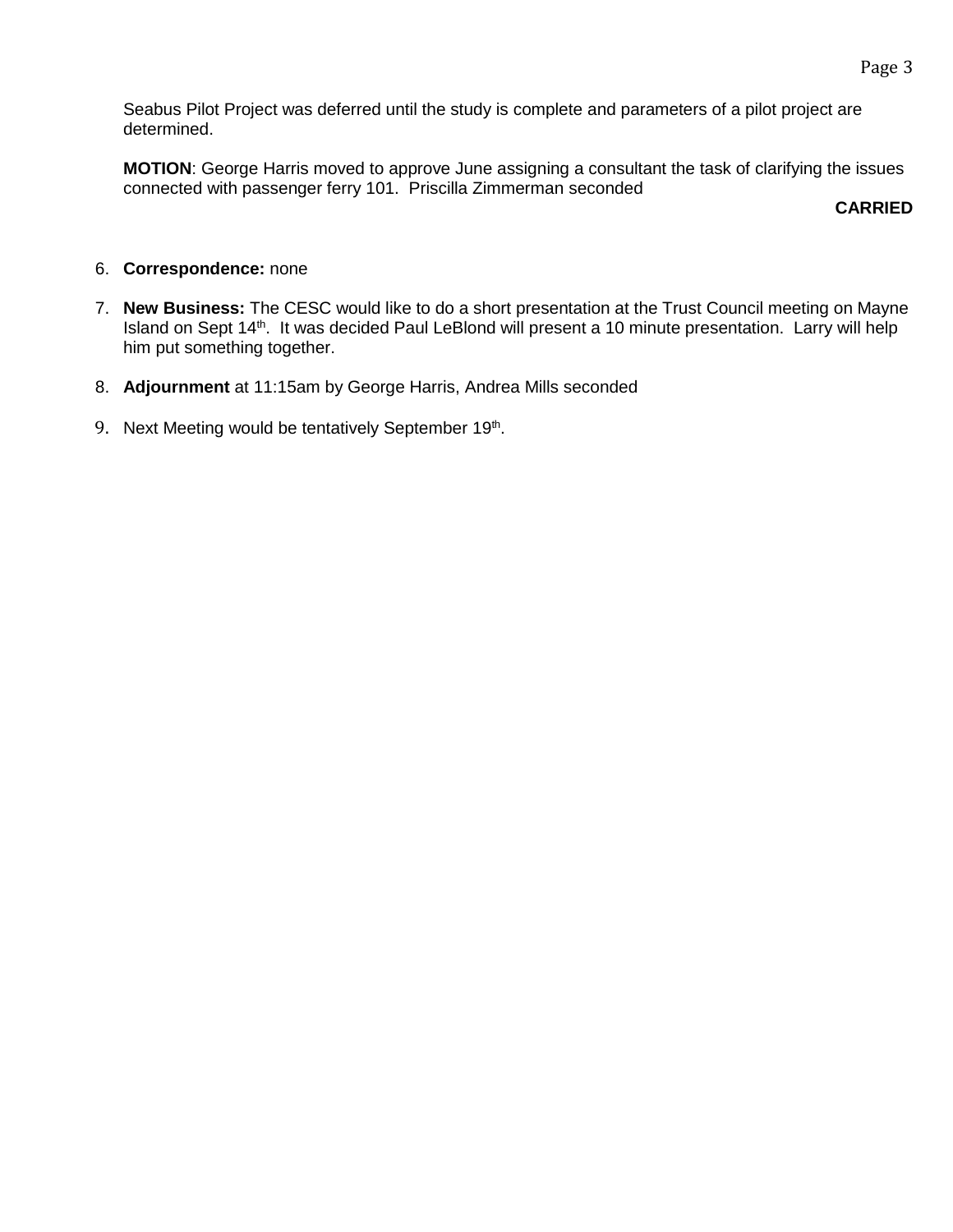Seabus Pilot Project was deferred until the study is complete and parameters of a pilot project are determined.

**MOTION**: George Harris moved to approve June assigning a consultant the task of clarifying the issues connected with passenger ferry 101. Priscilla Zimmerman seconded

**CARRIED**

6. **Correspondence:** none
7. **New Business:** The CESC would like to do a short presentation at the Trust Council meeting on Mayne Island on Sept 14th. It was decided Paul LeBlond will present a 10 minute presentation. Larry will help him put something together.
8. **Adjournment** at 11:15am by George Harris, Andrea Mills seconded
9. Next Meeting would be tentatively September 19th.